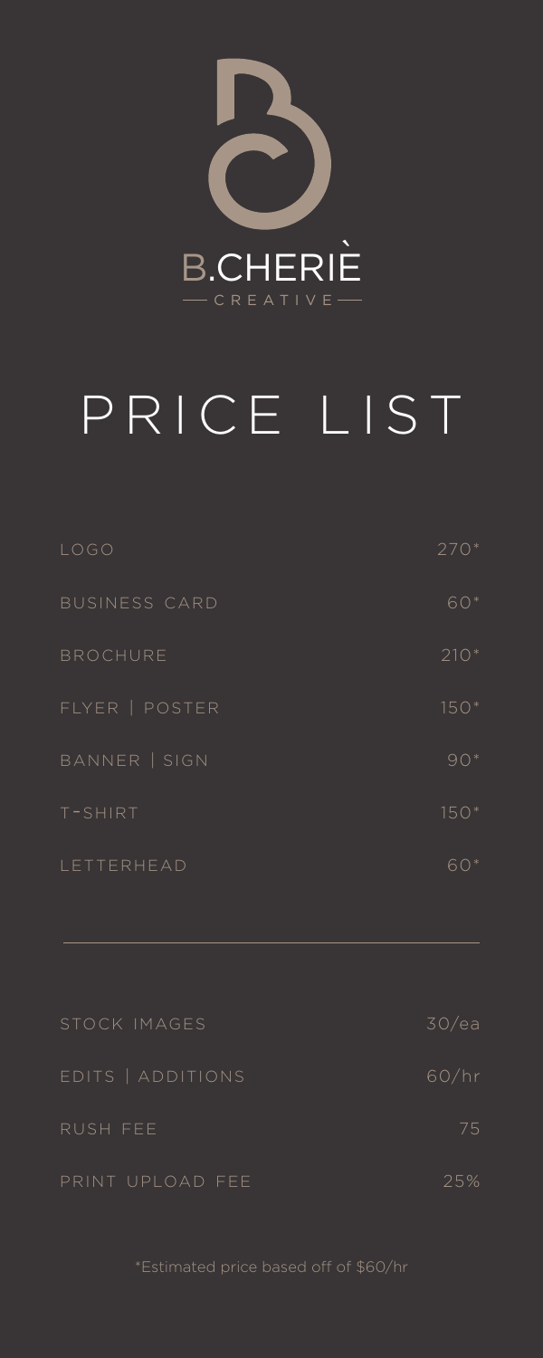B.CHERIÈ

CREATIVE

# PRICE LIST

| | |
|---|---|
| LOGO | 270* |
| BUSINESS CARD | 60* |
| BROCHURE | 210* |
| FLYER \| POSTER | 150* |
| BANNER \| SIGN | 90* |
| T-SHIRT | 150* |
| LETTERHEAD | 60* |

---

| | |
|---|---|
| STOCK IMAGES | 30/ea |
| EDITS \| ADDITIONS | 60/hr |
| RUSH FEE | 75 |
| PRINT UPLOAD FEE | 25% |

*Estimated price based off of $60/hr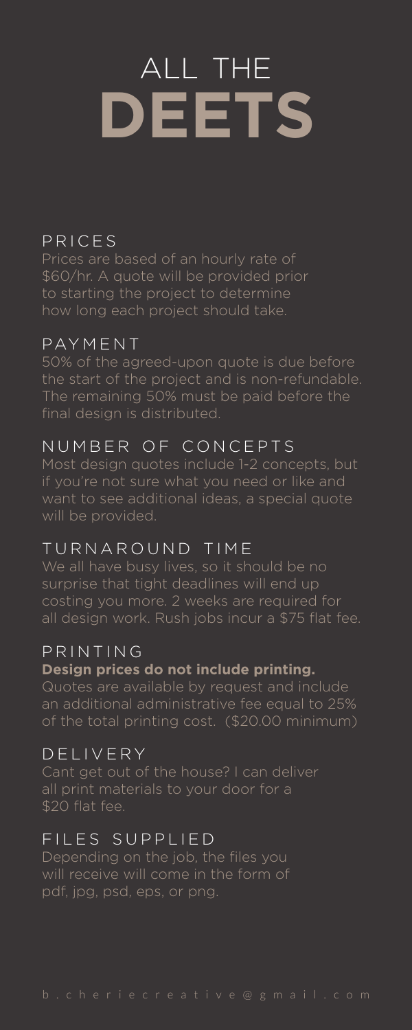# ALL THE **DEETS**

## PRICES

Prices are based of an hourly rate of $60/hr. A quote will be provided prior to starting the project to determine how long each project should take.

## PAYMENT

50% of the agreed-upon quote is due before the start of the project and is non-refundable. The remaining 50% must be paid before the final design is distributed.

## NUMBER OF CONCEPTS

Most design quotes include 1-2 concepts, but if you're not sure what you need or like and want to see additional ideas, a special quote will be provided.

## TURNAROUND TIME

We all have busy lives, so it should be no surprise that tight deadlines will end up costing you more. 2 weeks are required for all design work. Rush jobs incur a $75 flat fee.

## PRINTING

**Design prices do not include printing.**
Quotes are available by request and include an additional administrative fee equal to 25% of the total printing cost. ($20.00 minimum)

## DELIVERY

Cant get out of the house? I can deliver all print materials to your door for a $20 flat fee.

## FILES SUPPLIED

Depending on the job, the files you will receive will come in the form of pdf, jpg, psd, eps, or png.

b.cheriecreative@gmail.com